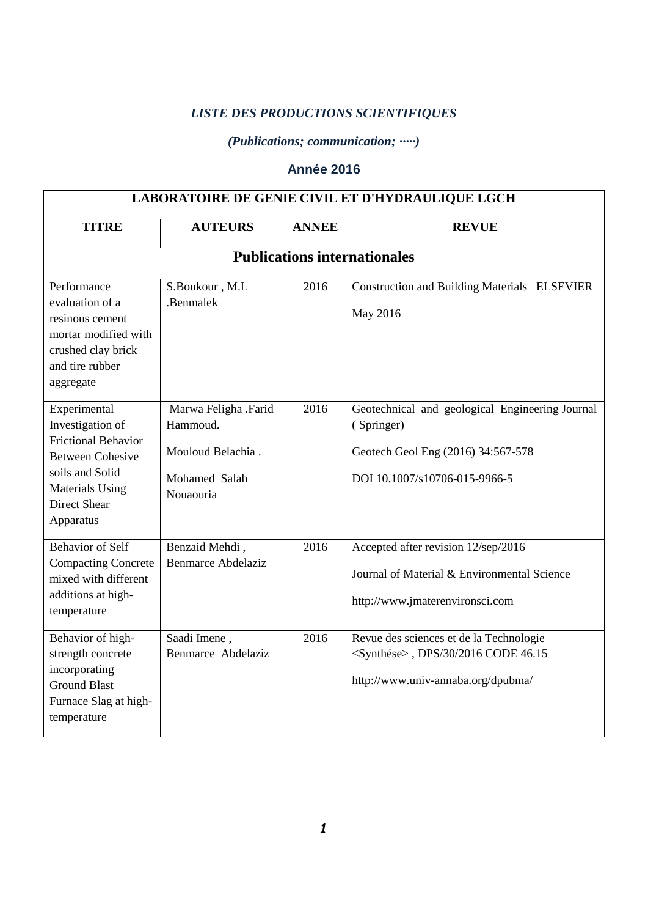### *LISTE DES PRODUCTIONS SCIENTIFIQUES*

### *(Publications; communication; ·····)*

## Année 2016

| LABORATOIRE DE GENIE CIVIL ET D'HYDRAULIQUE LGCH | | | |
|---|---|---|---|
| **TITRE** | **AUTEURS** | **ANNEE** | **REVUE** |
| **Publications internationales** | | | |
| Performance evaluation of a resinous cement mortar modified with crushed clay brick and tire rubber aggregate | S.Boukour , M.L .Benmalek | 2016 | Construction and Building Materials ELSEVIER May 2016 |
| Experimental Investigation of Frictional Behavior Between Cohesive soils and Solid Materials Using Direct Shear Apparatus | Marwa Feligha .Farid Hammoud. Mouloud Belachia . Mohamed Salah Nouaouria | 2016 | Geotechnical and geological Engineering Journal ( Springer) Geotech Geol Eng (2016) 34:567-578 DOI 10.1007/s10706-015-9966-5 |
| Behavior of Self Compacting Concrete mixed with different additions at high-temperature | Benzaid Mehdi , Benmarce Abdelaziz | 2016 | Accepted after revision 12/sep/2016 Journal of Material & Environmental Science http://www.jmaterenvironsci.com |
| Behavior of high-strength concrete incorporating Ground Blast Furnace Slag at high-temperature | Saadi Imene , Benmarce Abdelaziz | 2016 | Revue des sciences et de la Technologie <Synthése> , DPS/30/2016 CODE 46.15 http://www.univ-annaba.org/dpubma/ |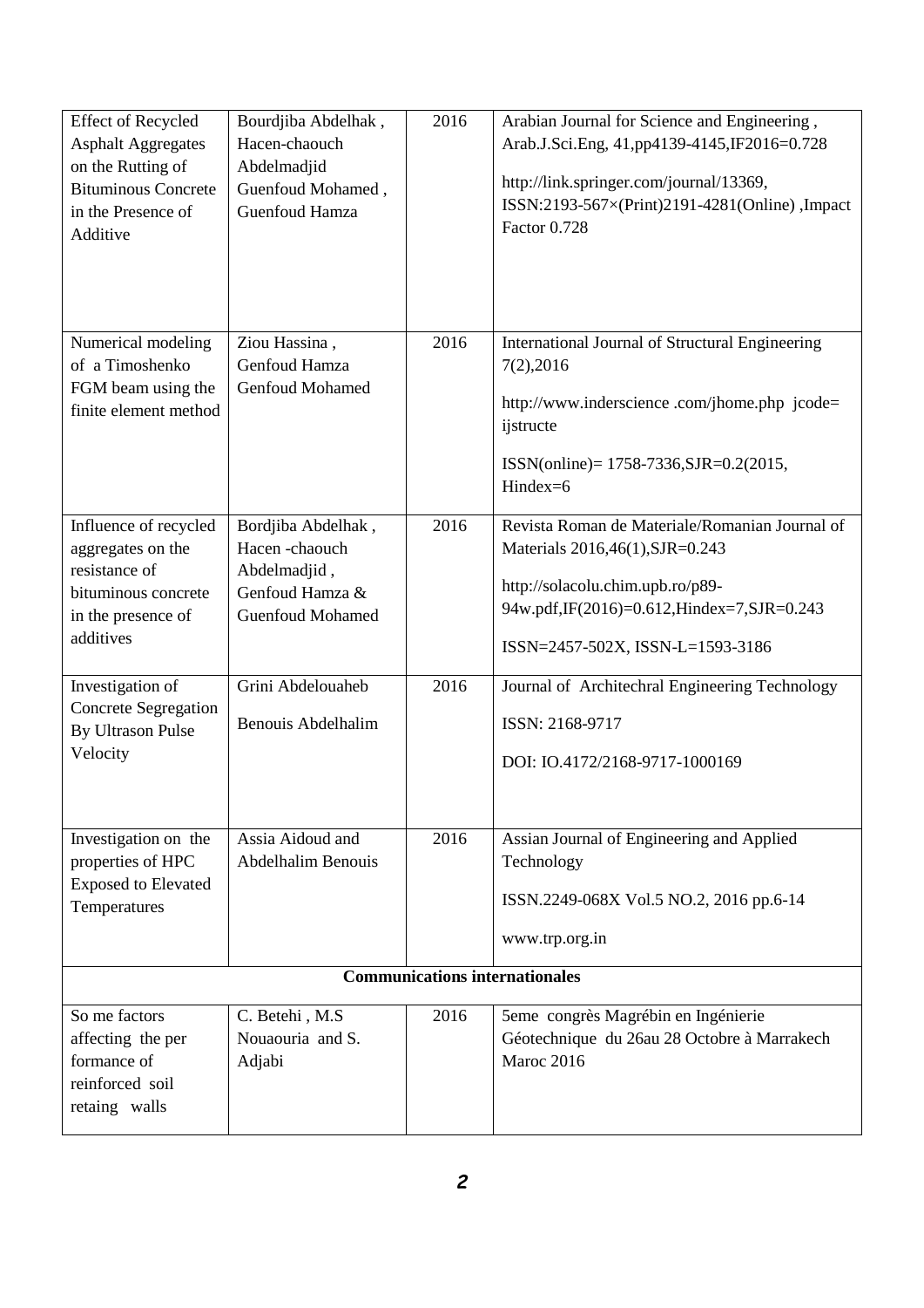| Effect of Recycled Asphalt Aggregates on the Rutting of Bituminous Concrete in the Presence of Additive | Bourdjiba Abdelhak , Hacen-chaouch Abdelmadjid Guenfoud Mohamed , Guenfoud Hamza | 2016 | Arabian Journal for Science and Engineering , Arab.J.Sci.Eng, 41,pp4139-4145,IF2016=0.728<br><br>http://link.springer.com/journal/13369, ISSN:2193-567×(Print)2191-4281(Online) ,Impact Factor 0.728 |
|---|---|---|---|
| Numerical modeling of a Timoshenko FGM beam using the finite element method | Ziou Hassina , Genfoud Hamza Genfoud Mohamed | 2016 | International Journal of Structural Engineering 7(2),2016<br><br>http://www.inderscience .com/jhome.php jcode= ijstructe<br><br>ISSN(online)= 1758-7336,SJR=0.2(2015, Hindex=6 |
| Influence of recycled aggregates on the resistance of bituminous concrete in the presence of additives | Bordjiba Abdelhak , Hacen -chaouch Abdelmadjid , Genfoud Hamza & Guenfoud Mohamed | 2016 | Revista Roman de Materiale/Romanian Journal of Materials 2016,46(1),SJR=0.243<br><br>http://solacolu.chim.upb.ro/p89-94w.pdf,IF(2016)=0.612,Hindex=7,SJR=0.243<br><br>ISSN=2457-502X, ISSN-L=1593-3186 |
| Investigation of Concrete Segregation By Ultrason Pulse Velocity | Grini Abdelouaheb<br><br>Benouis Abdelhalim | 2016 | Journal of Architechral Engineering Technology<br><br>ISSN: 2168-9717<br><br>DOI: IO.4172/2168-9717-1000169 |
| Investigation on the properties of HPC Exposed to Elevated Temperatures | Assia Aidoud and Abdelhalim Benouis | 2016 | Assian Journal of Engineering and Applied Technology<br><br>ISSN.2249-068X Vol.5 NO.2, 2016 pp.6-14<br><br>www.trp.org.in |
| **Communications internationales** | | | |
| So me factors affecting the per formance of reinforced soil retaing walls | C. Betehi , M.S Nouaouria and S. Adjabi | 2016 | 5eme congrès Magrébin en Ingénierie Géotechnique du 26au 28 Octobre à Marrakech Maroc 2016 |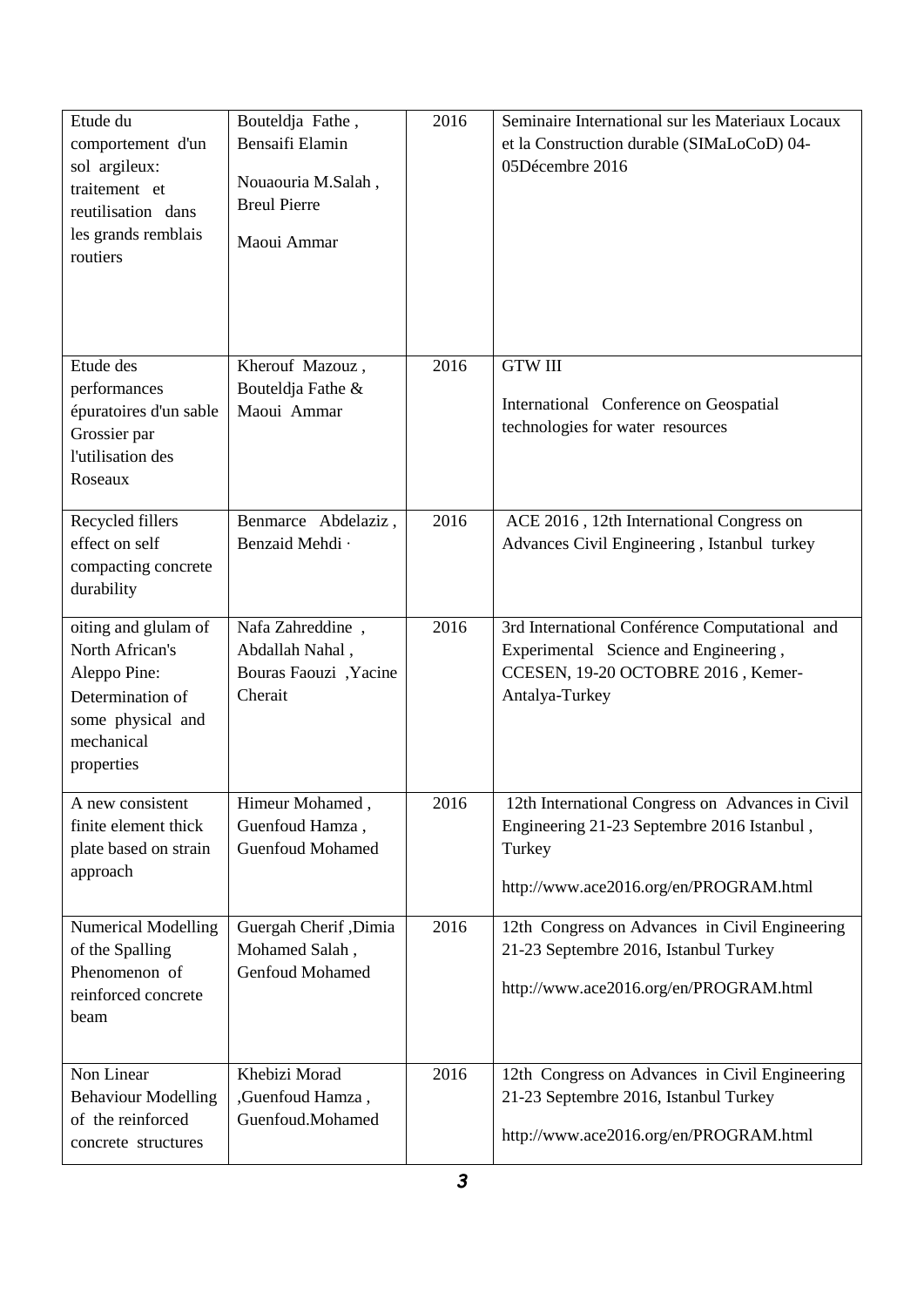| | | | |
|---|---|---|---|
| Etude du comportement d'un sol argileux: traitement et reutilisation dans les grands remblais routiers | Bouteldja Fathe , Bensaifi Elamin<br><br>Nouaouria M.Salah , Breul Pierre<br><br>Maoui Ammar | 2016 | Seminaire International sur les Materiaux Locaux et la Construction durable (SIMaLoCoD) 04-05Décembre 2016 |
| Etude des performances épuratoires d'un sable Grossier par l'utilisation des Roseaux | Kherouf Mazouz , Bouteldja Fathe & Maoui Ammar | 2016 | GTW III<br><br>International Conference on Geospatial technologies for water resources |
| Recycled fillers effect on self compacting concrete durability | Benmarce Abdelaziz , Benzaid Mehdi · | 2016 | ACE 2016 , 12th International Congress on Advances Civil Engineering , Istanbul turkey |
| oiting and glulam of North African's Aleppo Pine: Determination of some physical and mechanical properties | Nafa Zahreddine , Abdallah Nahal , Bouras Faouzi ,Yacine Cherait | 2016 | 3rd International Conférence Computational and Experimental Science and Engineering , CCESEN, 19-20 OCTOBRE 2016 , Kemer-Antalya-Turkey |
| A new consistent finite element thick plate based on strain approach | Himeur Mohamed , Guenfoud Hamza , Guenfoud Mohamed | 2016 | 12th International Congress on Advances in Civil Engineering 21-23 Septembre 2016 Istanbul , Turkey<br><br>http://www.ace2016.org/en/PROGRAM.html |
| Numerical Modelling of the Spalling Phenomenon of reinforced concrete beam | Guergah Cherif ,Dimia Mohamed Salah , Genfoud Mohamed | 2016 | 12th Congress on Advances in Civil Engineering 21-23 Septembre 2016, Istanbul Turkey<br><br>http://www.ace2016.org/en/PROGRAM.html |
| Non Linear Behaviour Modelling of the reinforced concrete structures | Khebizi Morad ,Guenfoud Hamza , Guenfoud.Mohamed | 2016 | 12th Congress on Advances in Civil Engineering 21-23 Septembre 2016, Istanbul Turkey<br><br>http://www.ace2016.org/en/PROGRAM.html |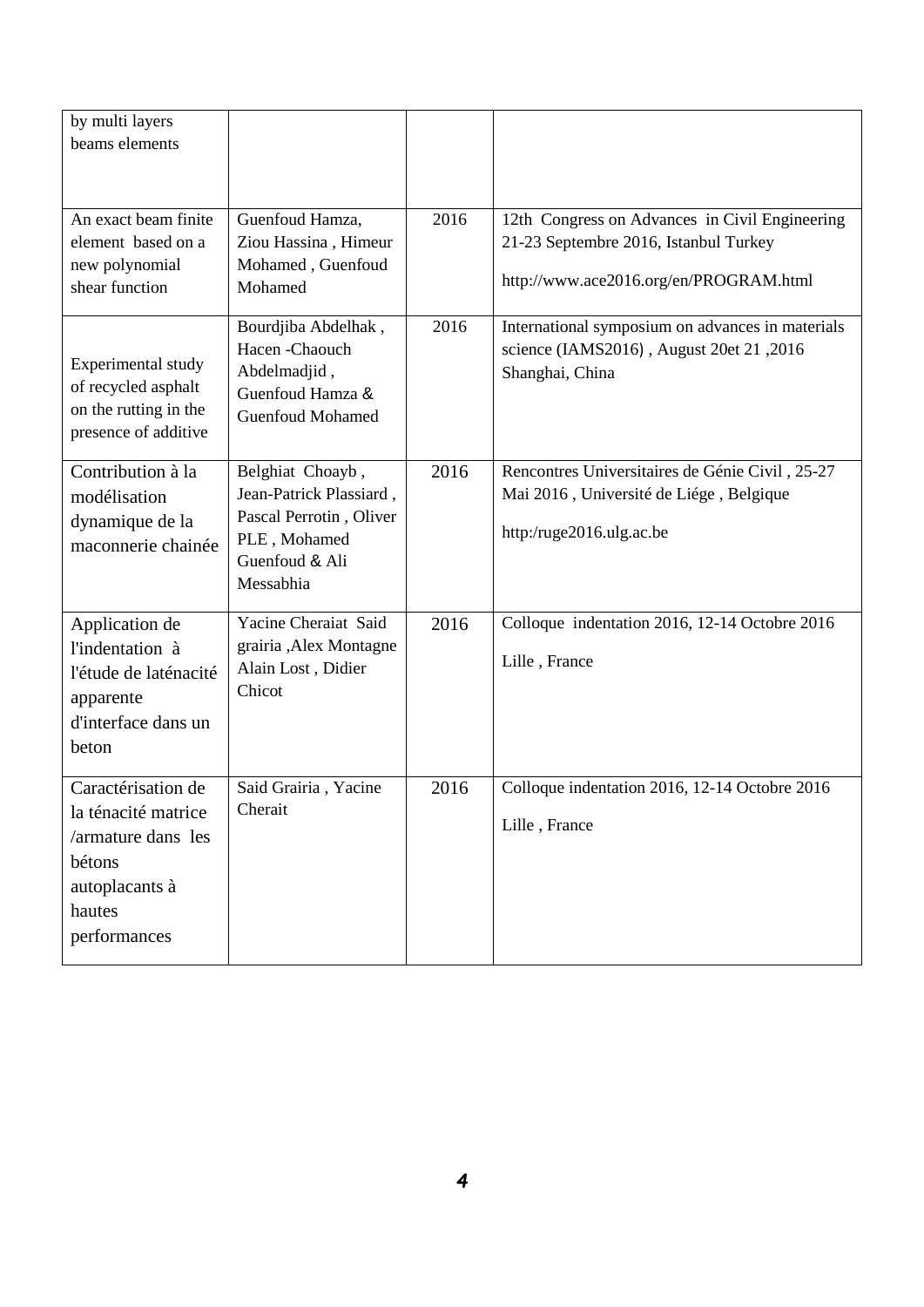| | | | |
|---|---|---|---|
| by multi layers beams elements | | | |
| An exact beam finite element based on a new polynomial shear function | Guenfoud Hamza, Ziou Hassina , Himeur Mohamed , Guenfoud Mohamed | 2016 | 12th Congress on Advances in Civil Engineering 21-23 Septembre 2016, Istanbul Turkey http://www.ace2016.org/en/PROGRAM.html |
| Experimental study of recycled asphalt on the rutting in the presence of additive | Bourdjiba Abdelhak , Hacen -Chaouch Abdelmadjid , Guenfoud Hamza & Guenfoud Mohamed | 2016 | International symposium on advances in materials science (IAMS2016) , August 20et 21 ,2016 Shanghai, China |
| Contribution à la modélisation dynamique de la maconnerie chainée | Belghiat Choayb , Jean-Patrick Plassiard , Pascal Perrotin , Oliver PLE , Mohamed Guenfoud & Ali Messabhia | 2016 | Rencontres Universitaires de Génie Civil , 25-27 Mai 2016 , Université de Liége , Belgique http:/ruge2016.ulg.ac.be |
| Application de l'indentation à l'étude de laténacité apparente d'interface dans un beton | Yacine Cheraiat Said grairia ,Alex Montagne Alain Lost , Didier Chicot | 2016 | Colloque indentation 2016, 12-14 Octobre 2016 Lille , France |
| Caractérisation de la ténacité matrice /armature dans les bétons autoplacants à hautes performances | Said Grairia , Yacine Cherait | 2016 | Colloque indentation 2016, 12-14 Octobre 2016 Lille , France |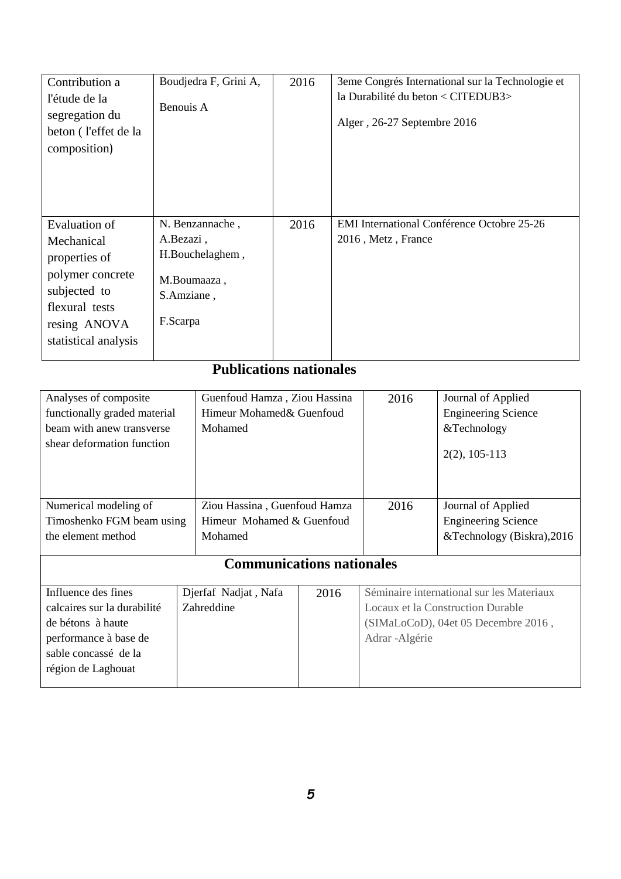| | | | |
|---|---|---|---|
| Contribution a l'étude de la segregation du beton ( l'effet de la composition) | Boudjedra F, Grini A, Benouis A | 2016 | 3eme Congrés International sur la Technologie et la Durabilité du beton < CITEDUB3> Alger , 26-27 Septembre 2016 |
| Evaluation of Mechanical properties of polymer concrete subjected to flexural tests resing ANOVA statistical analysis | N. Benzannache , A.Bezazi , H.Bouchelaghem , M.Boumaaza , S.Amziane , F.Scarpa | 2016 | EMI International Conférence Octobre 25-26 2016 , Metz , France |

## Publications nationales

| | | | |
|---|---|---|---|
| Analyses of composite functionally graded material beam with anew transverse shear deformation function | Guenfoud Hamza , Ziou Hassina Himeur Mohamed& Guenfoud Mohamed | 2016 | Journal of Applied Engineering Science &Technology 2(2), 105-113 |
| Numerical modeling of Timoshenko FGM beam using the element method | Ziou Hassina , Guenfoud Hamza Himeur Mohamed & Guenfoud Mohamed | 2016 | Journal of Applied Engineering Science &Technology (Biskra),2016 |

## Communications nationales

| | | | |
|---|---|---|---|
| Influence des fines calcaires sur la durabilité de bétons à haute performance à base de sable concassé de la région de Laghouat | Djerfaf Nadjat , Nafa Zahreddine | 2016 | Séminaire international sur les Materiaux Locaux et la Construction Durable (SIMaLoCoD), 04et 05 Decembre 2016 , Adrar -Algérie |